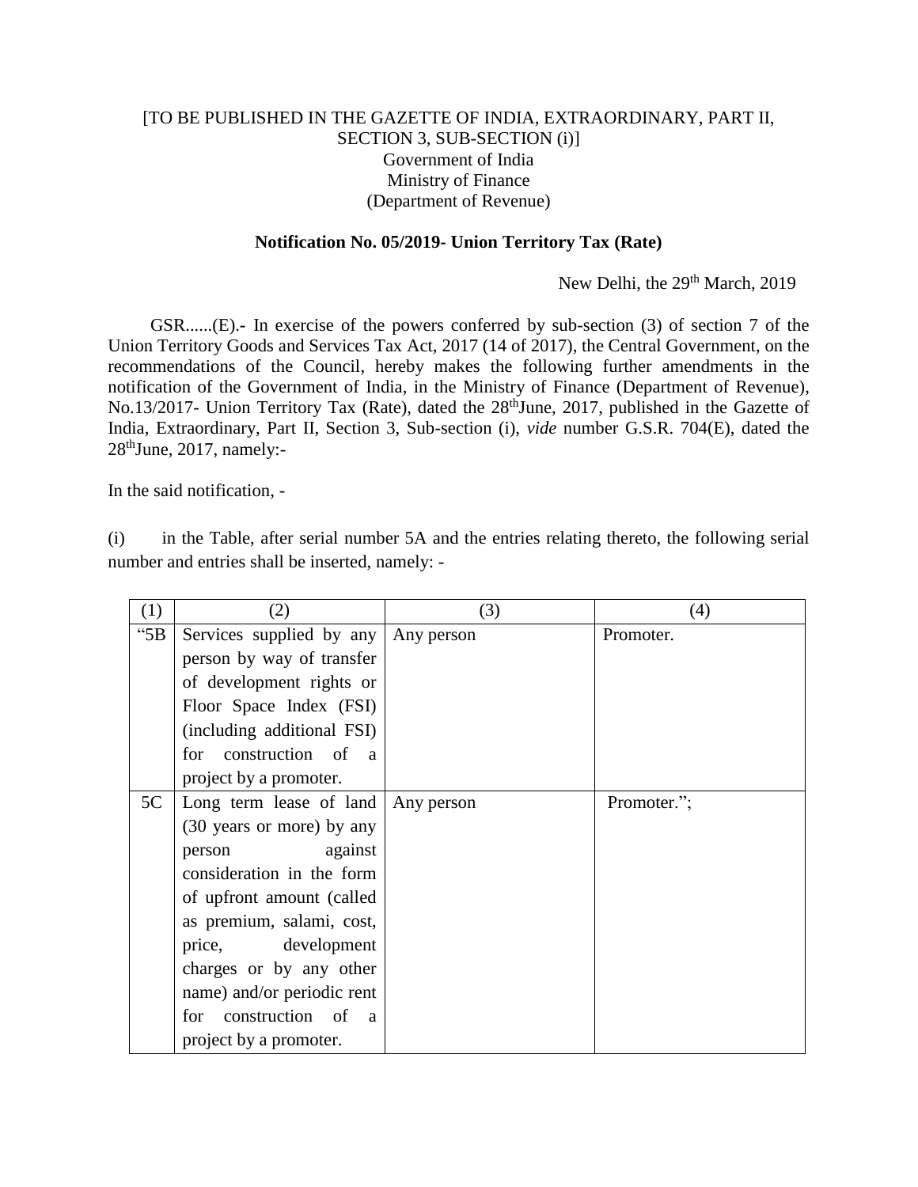[TO BE PUBLISHED IN THE GAZETTE OF INDIA, EXTRAORDINARY, PART II, SECTION 3, SUB-SECTION (i)]
Government of India
Ministry of Finance
(Department of Revenue)

**Notification No. 05/2019- Union Territory Tax (Rate)**

New Delhi, the 29th March, 2019

GSR......(E).- In exercise of the powers conferred by sub-section (3) of section 7 of the Union Territory Goods and Services Tax Act, 2017 (14 of 2017), the Central Government, on the recommendations of the Council, hereby makes the following further amendments in the notification of the Government of India, in the Ministry of Finance (Department of Revenue), No.13/2017- Union Territory Tax (Rate), dated the 28thJune, 2017, published in the Gazette of India, Extraordinary, Part II, Section 3, Sub-section (i), *vide* number G.S.R. 704(E), dated the 28thJune, 2017, namely:-

In the said notification, -

(i) in the Table, after serial number 5A and the entries relating thereto, the following serial number and entries shall be inserted, namely: -

| (1) | (2) | (3) | (4) |
|---|---|---|---|
| "5B | Services supplied by any person by way of transfer of development rights or Floor Space Index (FSI) (including additional FSI) for construction of a project by a promoter. | Any person | Promoter. |
| 5C | Long term lease of land (30 years or more) by any person against consideration in the form of upfront amount (called as premium, salami, cost, price, development charges or by any other name) and/or periodic rent for construction of a project by a promoter. | Any person | Promoter."; |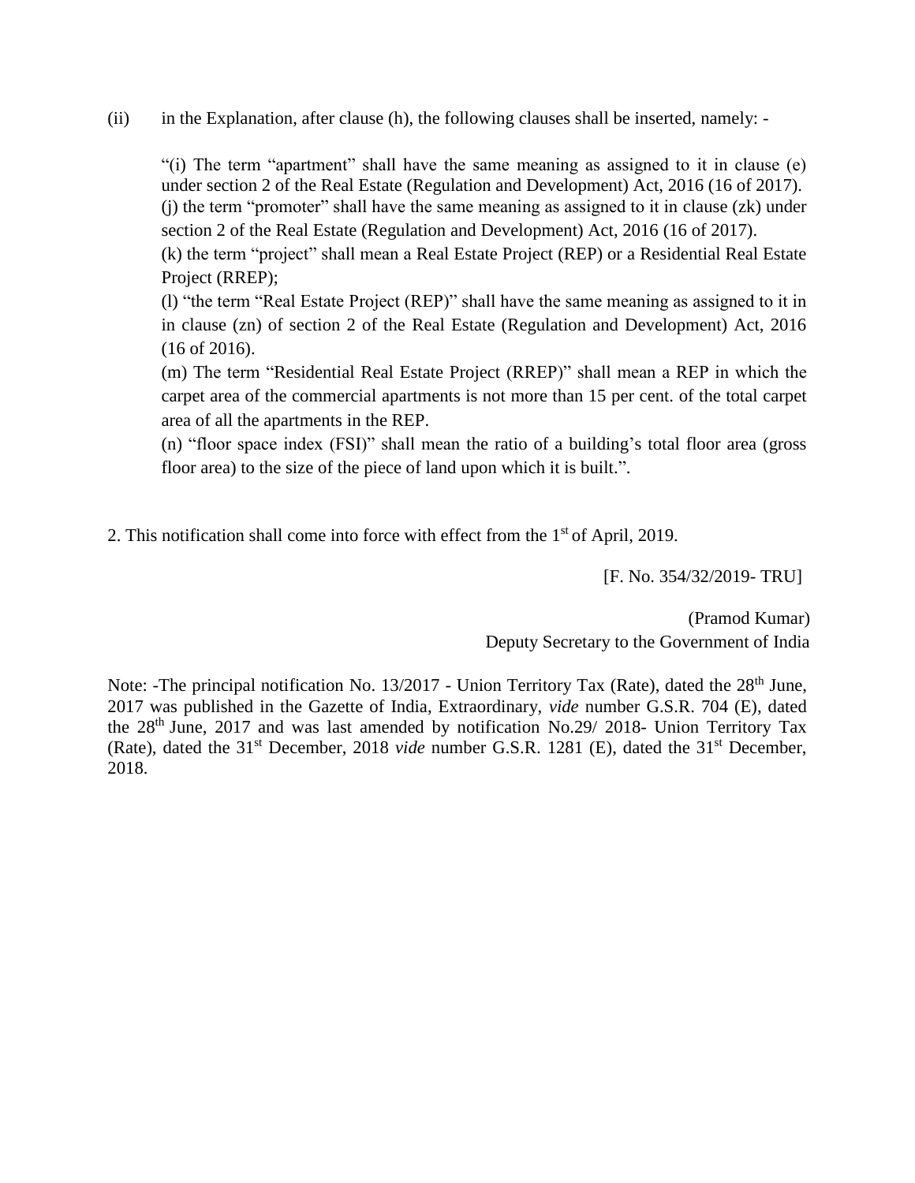(ii) in the Explanation, after clause (h), the following clauses shall be inserted, namely: -

> "(i) The term "apartment" shall have the same meaning as assigned to it in clause (e) under section 2 of the Real Estate (Regulation and Development) Act, 2016 (16 of 2017).
>
> (j) the term "promoter" shall have the same meaning as assigned to it in clause (zk) under section 2 of the Real Estate (Regulation and Development) Act, 2016 (16 of 2017).
>
> (k) the term "project" shall mean a Real Estate Project (REP) or a Residential Real Estate Project (RREP);
>
> (l) "the term "Real Estate Project (REP)" shall have the same meaning as assigned to it in in clause (zn) of section 2 of the Real Estate (Regulation and Development) Act, 2016 (16 of 2016).
>
> (m) The term "Residential Real Estate Project (RREP)" shall mean a REP in which the carpet area of the commercial apartments is not more than 15 per cent. of the total carpet area of all the apartments in the REP.
>
> (n) "floor space index (FSI)" shall mean the ratio of a building's total floor area (gross floor area) to the size of the piece of land upon which it is built.".

2. This notification shall come into force with effect from the 1st of April, 2019.

[F. No. 354/32/2019- TRU]

(Pramod Kumar)
Deputy Secretary to the Government of India

Note: -The principal notification No. 13/2017 - Union Territory Tax (Rate), dated the 28th June, 2017 was published in the Gazette of India, Extraordinary, *vide* number G.S.R. 704 (E), dated the 28th June, 2017 and was last amended by notification No.29/ 2018- Union Territory Tax (Rate), dated the 31st December, 2018 *vide* number G.S.R. 1281 (E), dated the 31st December, 2018.